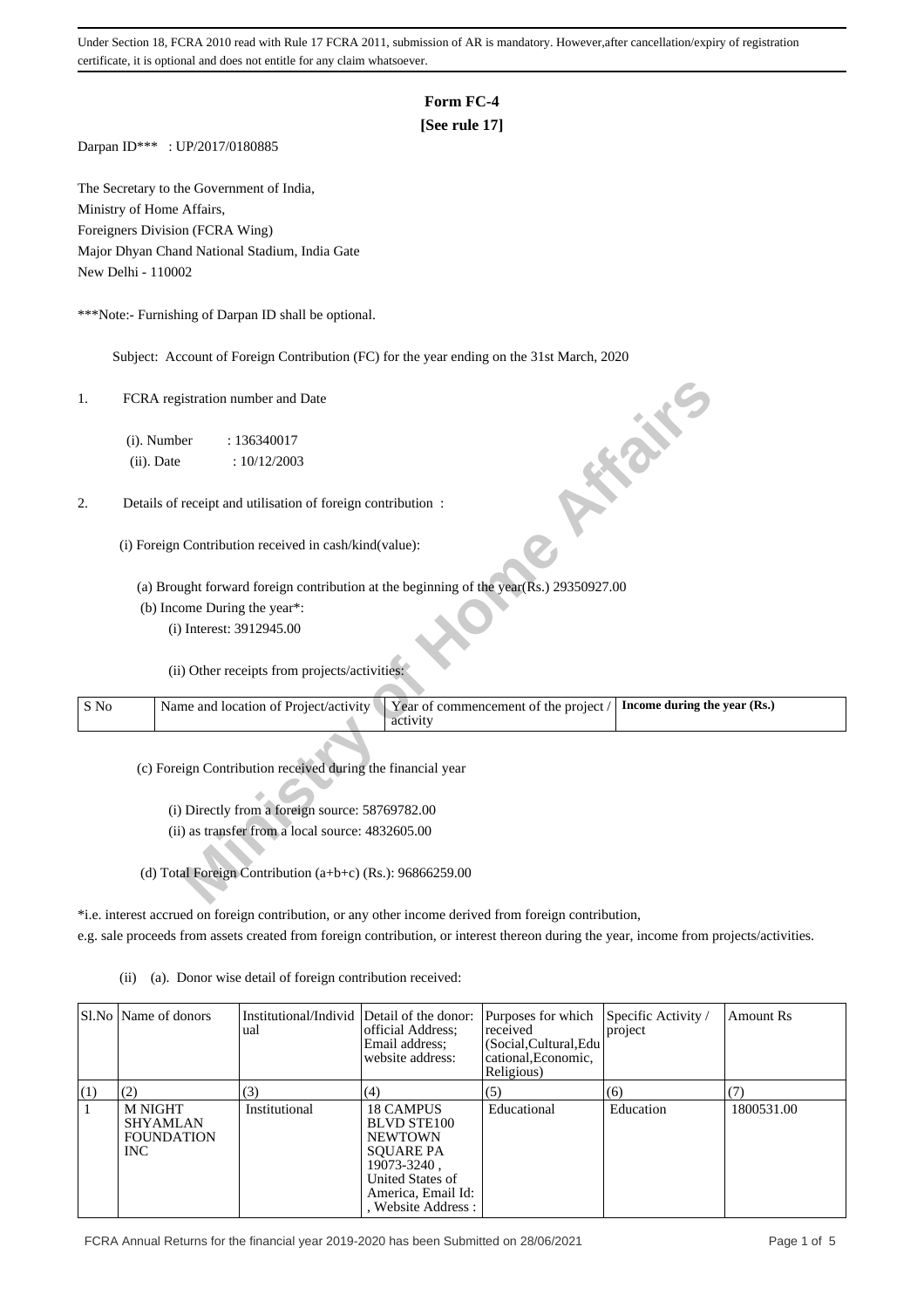Under Section 18, FCRA 2010 read with Rule 17 FCRA 2011, submission of AR is mandatory. However,after cancellation/expiry of registration certificate, it is optional and does not entitle for any claim whatsoever.

# Form FC-4

**[See rule 17]**

Darpan ID*** : UP/2017/0180885

The Secretary to the Government of India,
Ministry of Home Affairs,
Foreigners Division (FCRA Wing)
Major Dhyan Chand National Stadium, India Gate
New Delhi - 110002

***Note:- Furnishing of Darpan ID shall be optional.

Subject: Account of Foreign Contribution (FC) for the year ending on the 31st March, 2020

1. FCRA registration number and Date

   (i). Number : 136340017
   (ii). Date : 10/12/2003

2. Details of receipt and utilisation of foreign contribution :

   (i) Foreign Contribution received in cash/kind(value):

   (a) Brought forward foreign contribution at the beginning of the year(Rs.) 29350927.00
   (b) Income During the year*:
   (i) Interest: 3912945.00

   (ii) Other receipts from projects/activities:

| S No | Name and location of Project/activity | Year of commencement of the project / activity | Income during the year (Rs.) |
|---|---|---|---|

   (c) Foreign Contribution received during the financial year

   (i) Directly from a foreign source: 58769782.00
   (ii) as transfer from a local source: 4832605.00

   (d) Total Foreign Contribution (a+b+c) (Rs.): 96866259.00

*i.e. interest accrued on foreign contribution, or any other income derived from foreign contribution, e.g. sale proceeds from assets created from foreign contribution, or interest thereon during the year, income from projects/activities.

(ii) (a). Donor wise detail of foreign contribution received:

| Sl.No | Name of donors | Institutional/Individual | Detail of the donor: official Address; Email address; website address: | Purposes for which received (Social,Cultural,Educational,Economic, Religious) | Specific Activity / project | Amount Rs |
|---|---|---|---|---|---|---|
| (1) | (2) | (3) | (4) | (5) | (6) | (7) |
| 1 | M NIGHT SHYAMLAN FOUNDATION INC | Institutional | 18 CAMPUS BLVD STE100 NEWTOWN SQUARE PA 19073-3240 , United States of America, Email Id: , Website Address : | Educational | Education | 1800531.00 |

FCRA Annual Returns for the financial year 2019-2020 has been Submitted on 28/06/2021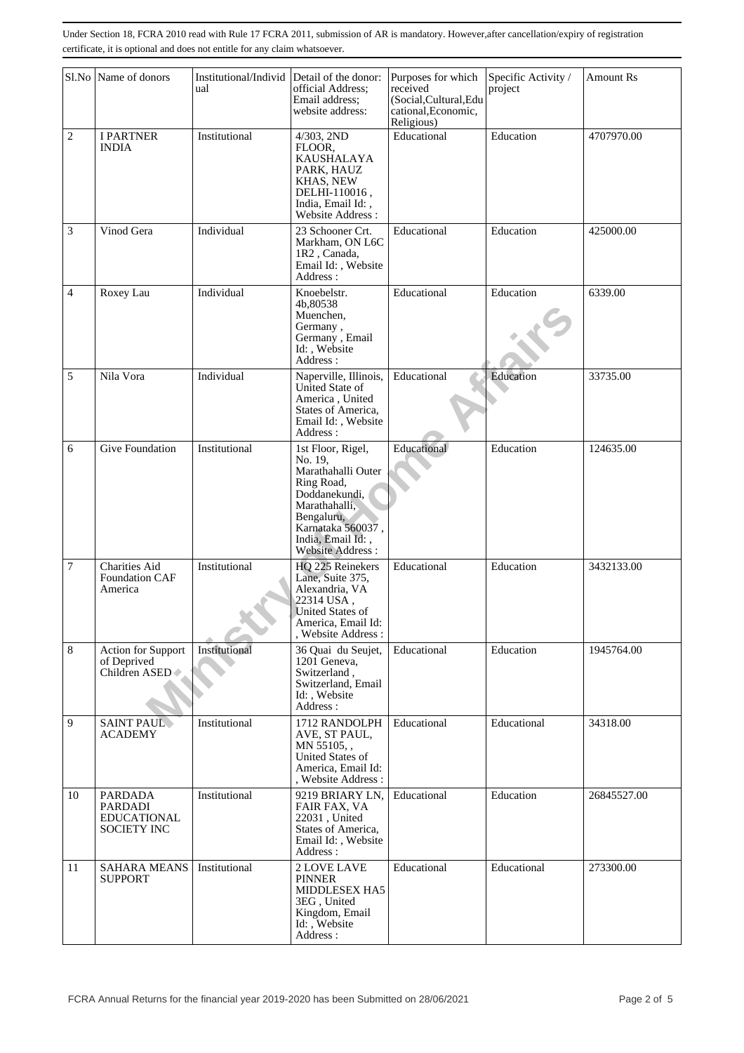Under Section 18, FCRA 2010 read with Rule 17 FCRA 2011, submission of AR is mandatory. However,after cancellation/expiry of registration certificate, it is optional and does not entitle for any claim whatsoever.

| Sl.No | Name of donors | Institutional/Individual | Detail of the donor: official Address; Email address; website address: | Purposes for which received (Social,Cultural,Educational,Economic, Religious) | Specific Activity / project | Amount Rs |
|---|---|---|---|---|---|---|
| 2 | I PARTNER INDIA | Institutional | 4/303, 2ND FLOOR, KAUSHALAYA PARK, HAUZ KHAS, NEW DELHI-110016 , India, Email Id: , Website Address : | Educational | Education | 4707970.00 |
| 3 | Vinod Gera | Individual | 23 Schooner Crt. Markham, ON L6C 1R2 , Canada, Email Id: , Website Address : | Educational | Education | 425000.00 |
| 4 | Roxey Lau | Individual | Knoebelstr. 4b,80538 Muenchen, Germany , Germany , Email Id: , Website Address : | Educational | Education | 6339.00 |
| 5 | Nila Vora | Individual | Naperville, Illinois, United State of America , United States of America, Email Id: , Website Address : | Educational | Education | 33735.00 |
| 6 | Give Foundation | Institutional | 1st Floor, Rigel, No. 19, Marathahalli Outer Ring Road, Doddanekundi, Marathahalli, Bengaluru, Karnataka 560037 , India, Email Id: , Website Address : | Educational | Education | 124635.00 |
| 7 | Charities Aid Foundation CAF America | Institutional | HQ 225 Reinekers Lane, Suite 375, Alexandria, VA 22314 USA , United States of America, Email Id: , Website Address : | Educational | Education | 3432133.00 |
| 8 | Action for Support of Deprived Children ASED | Institutional | 36 Quai du Seujet, 1201 Geneva, Switzerland , Switzerland, Email Id: , Website Address : | Educational | Education | 1945764.00 |
| 9 | SAINT PAUL ACADEMY | Institutional | 1712 RANDOLPH AVE, ST PAUL, MN 55105, , United States of America, Email Id: , Website Address : | Educational | Educational | 34318.00 |
| 10 | PARDADA PARDADI EDUCATIONAL SOCIETY INC | Institutional | 9219 BRIARY LN, FAIR FAX, VA 22031 , United States of America, Email Id: , Website Address : | Educational | Education | 26845527.00 |
| 11 | SAHARA MEANS SUPPORT | Institutional | 2 LOVE LAVE PINNER MIDDLESEX HA5 3EG , United Kingdom, Email Id: , Website Address : | Educational | Educational | 273300.00 |

FCRA Annual Returns for the financial year 2019-2020 has been Submitted on 28/06/2021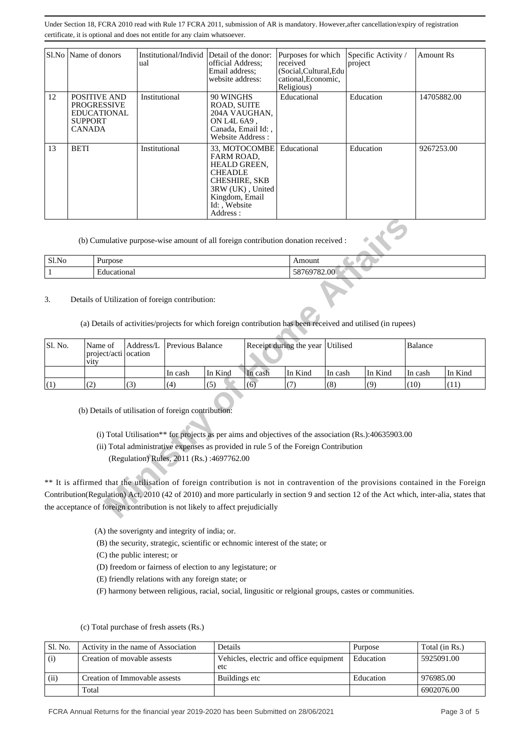Under Section 18, FCRA 2010 read with Rule 17 FCRA 2011, submission of AR is mandatory. However,after cancellation/expiry of registration certificate, it is optional and does not entitle for any claim whatsoever.

| Sl.No | Name of donors | Institutional/Individual | Detail of the donor: official Address; Email address; website address: | Purposes for which received (Social,Cultural,Educational,Economic, Religious) | Specific Activity / project | Amount Rs |
|---|---|---|---|---|---|---|
| 12 | POSITIVE AND PROGRESSIVE EDUCATIONAL SUPPORT CANADA | Institutional | 90 WINGHS ROAD, SUITE 204A VAUGHAN, ON L4L 6A9 , Canada, Email Id: , Website Address : | Educational | Education | 14705882.00 |
| 13 | BETI | Institutional | 33, MOTOCOMBE FARM ROAD, HEALD GREEN, CHEADLE CHESHIRE, SKB 3RW (UK) , United Kingdom, Email Id: , Website Address : | Educational | Education | 9267253.00 |

(b) Cumulative purpose-wise amount of all foreign contribution donation received :

| Sl.No | Purpose | Amount |
|---|---|---|
| 1 | Educational | 58769782.00 |

3. Details of Utilization of foreign contribution:

(a) Details of activities/projects for which foreign contribution has been received and utilised (in rupees)

| Sl. No. | Name of project/activity | Address/Location | Previous Balance | | Receipt during the year | | Utilised | | Balance | |
|---|---|---|---|---|---|---|---|---|---|---|
| | | | In cash | In Kind | In cash | In Kind | In cash | In Kind | In cash | In Kind |
| (1) | (2) | (3) | (4) | (5) | (6) | (7) | (8) | (9) | (10) | (11) |

(b) Details of utilisation of foreign contribution:

(i) Total Utilisation** for projects as per aims and objectives of the association (Rs.):40635903.00

(ii) Total administrative expenses as provided in rule 5 of the Foreign Contribution (Regulation) Rules, 2011 (Rs.) :4697762.00

** It is affirmed that the utilisation of foreign contribution is not in contravention of the provisions contained in the Foreign Contribution(Regulation) Act, 2010 (42 of 2010) and more particularly in section 9 and section 12 of the Act which, inter-alia, states that the acceptance of foreign contribution is not likely to affect prejudicially

(A) the soverignty and integrity of india; or.

(B) the security, strategic, scientific or echnomic interest of the state; or

(C) the public interest; or

(D) freedom or fairness of election to any legistature; or

(E) friendly relations with any foreign state; or

(F) harmony between religious, racial, social, lingusitic or relgional groups, castes or communities.

(c) Total purchase of fresh assets (Rs.)

| Sl. No. | Activity in the name of Association | Details | Purpose | Total (in Rs.) |
|---|---|---|---|---|
| (i) | Creation of movable assests | Vehicles, electric and office equipment etc | Education | 5925091.00 |
| (ii) | Creation of Immovable assests | Buildings etc | Education | 976985.00 |
| | Total | | | 6902076.00 |

FCRA Annual Returns for the financial year 2019-2020 has been Submitted on 28/06/2021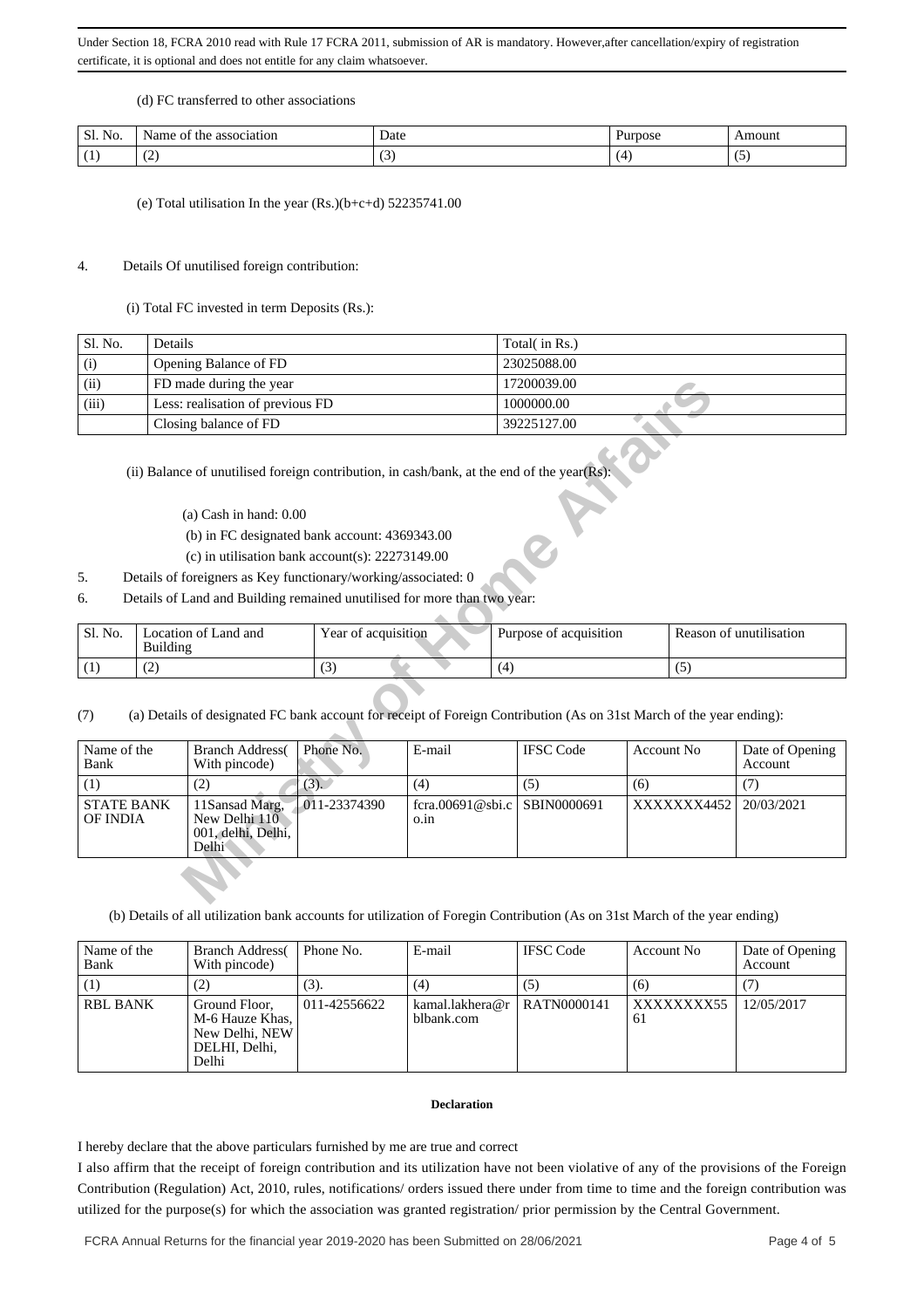Under Section 18, FCRA 2010 read with Rule 17 FCRA 2011, submission of AR is mandatory. However,after cancellation/expiry of registration certificate, it is optional and does not entitle for any claim whatsoever.

(d) FC transferred to other associations

| Sl. No. | Name of the association | Date | Purpose | Amount |
|---|---|---|---|---|
| (1) | (2) | (3) | (4) | (5) |

(e) Total utilisation In the year (Rs.)(b+c+d) 52235741.00

4. Details Of unutilised foreign contribution:

(i) Total FC invested in term Deposits (Rs.):

| Sl. No. | Details | Total( in Rs.) |
|---|---|---|
| (i) | Opening Balance of FD | 23025088.00 |
| (ii) | FD made during the year | 17200039.00 |
| (iii) | Less: realisation of previous FD | 1000000.00 |
| | Closing balance of FD | 39225127.00 |

(ii) Balance of unutilised foreign contribution, in cash/bank, at the end of the year(Rs):

(a) Cash in hand: 0.00

(b) in FC designated bank account: 4369343.00

(c) in utilisation bank account(s): 22273149.00

5. Details of foreigners as Key functionary/working/associated: 0

6. Details of Land and Building remained unutilised for more than two year:

| Sl. No. | Location of Land and Building | Year of acquisition | Purpose of acquisition | Reason of unutilisation |
|---|---|---|---|---|
| (1) | (2) | (3) | (4) | (5) |

(7) (a) Details of designated FC bank account for receipt of Foreign Contribution (As on 31st March of the year ending):

| Name of the Bank | Branch Address( With pincode) | Phone No. | E-mail | IFSC Code | Account No | Date of Opening Account |
|---|---|---|---|---|---|---|
| (1) | (2) | (3). | (4) | (5) | (6) | (7) |
| STATE BANK OF INDIA | 11Sansad Marg, New Delhi 110 001, delhi, Delhi, Delhi | 011-23374390 | fcra.00691@sbi.co.in | SBIN0000691 | XXXXXXX4452 | 20/03/2021 |

(b) Details of all utilization bank accounts for utilization of Foregin Contribution (As on 31st March of the year ending)

| Name of the Bank | Branch Address( With pincode) | Phone No. | E-mail | IFSC Code | Account No | Date of Opening Account |
|---|---|---|---|---|---|---|
| (1) | (2) | (3). | (4) | (5) | (6) | (7) |
| RBL BANK | Ground Floor, M-6 Hauze Khas, New Delhi, NEW DELHI, Delhi, Delhi | 011-42556622 | kamal.lakhera@rblbank.com | RATN0000141 | XXXXXXXX5561 | 12/05/2017 |

**Declaration**

I hereby declare that the above particulars furnished by me are true and correct

I also affirm that the receipt of foreign contribution and its utilization have not been violative of any of the provisions of the Foreign Contribution (Regulation) Act, 2010, rules, notifications/ orders issued there under from time to time and the foreign contribution was utilized for the purpose(s) for which the association was granted registration/ prior permission by the Central Government.

FCRA Annual Returns for the financial year 2019-2020 has been Submitted on 28/06/2021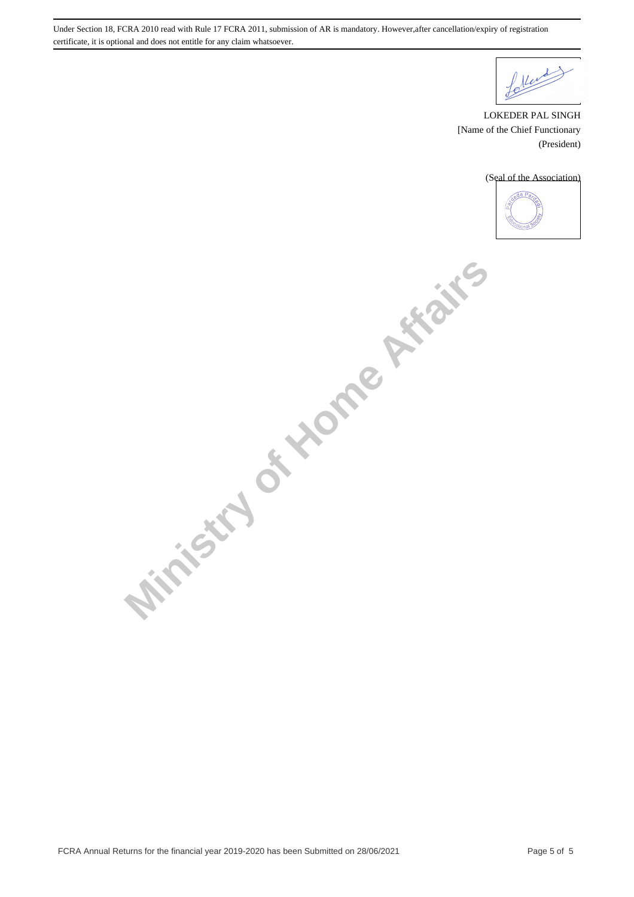Under Section 18, FCRA 2010 read with Rule 17 FCRA 2011, submission of AR is mandatory. However,after cancellation/expiry of registration certificate, it is optional and does not entitle for any claim whatsoever.

LOKEDER PAL SINGH
[Name of the Chief Functionary
(President)

(Seal of the Association)

FCRA Annual Returns for the financial year 2019-2020 has been Submitted on 28/06/2021